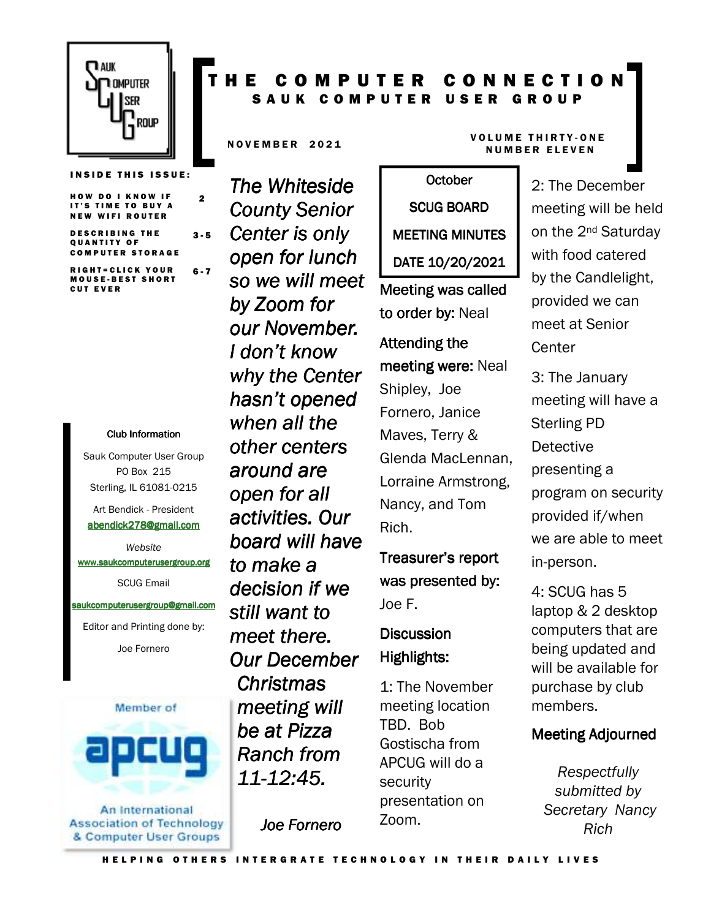# THE COMPUTER CONNECTION

## SAUK COMPUTER USER GROUP

NOVEMBER 2021

VOLUME THIRTY-ONE
NUMBER ELEVEN

**INSIDE THIS ISSUE:**

| | |
|---|---|
| HOW DO I KNOW IF IT'S TIME TO BUY A NEW WIFI ROUTER | 2 |
| DESCRIBING THE QUANTITY OF COMPUTER STORAGE | 3-5 |
| RIGHT=CLICK YOUR MOUSE-BEST SHORT CUT EVER | 6-7 |

**Club Information**

Sauk Computer User Group
PO Box 215
Sterling, IL 61081-0215

Art Bendick - President
abendick278@gmail.com

*Website*
www.saukcomputerusergroup.org

SCUG Email
saukcomputerusergroup@gmail.com

Editor and Printing done by:

Joe Fornero

Member of apcug
An International Association of Technology & Computer User Groups

*The Whiteside County Senior Center is only open for lunch so we will meet by Zoom for our November. I don't know why the Center hasn't opened when all the other centers around are open for all activities. Our board will have to make a decision if we still want to meet there. Our December Christmas meeting will be at Pizza Ranch from 11-12:45.*

*Joe Fornero*

## October SCUG BOARD MEETING MINUTES DATE 10/20/2021

**Meeting was called to order by:** Neal

**Attending the meeting were:** Neal Shipley, Joe Fornero, Janice Maves, Terry & Glenda MacLennan, Lorraine Armstrong, Nancy, and Tom Rich.

**Treasurer's report was presented by:** Joe F.

**Discussion Highlights:**

1: The November meeting location TBD. Bob Gostischa from APCUG will do a security presentation on Zoom.

2: The December meeting will be held on the 2nd Saturday with food catered by the Candlelight, provided we can meet at Senior Center

3: The January meeting will have a Sterling PD Detective presenting a program on security provided if/when we are able to meet in-person.

4: SCUG has 5 laptop & 2 desktop computers that are being updated and will be available for purchase by club members.

**Meeting Adjourned**

*Respectfully submitted by Secretary Nancy Rich*

HELPING OTHERS INTERGRATE TECHNOLOGY IN THEIR DAILY LIVES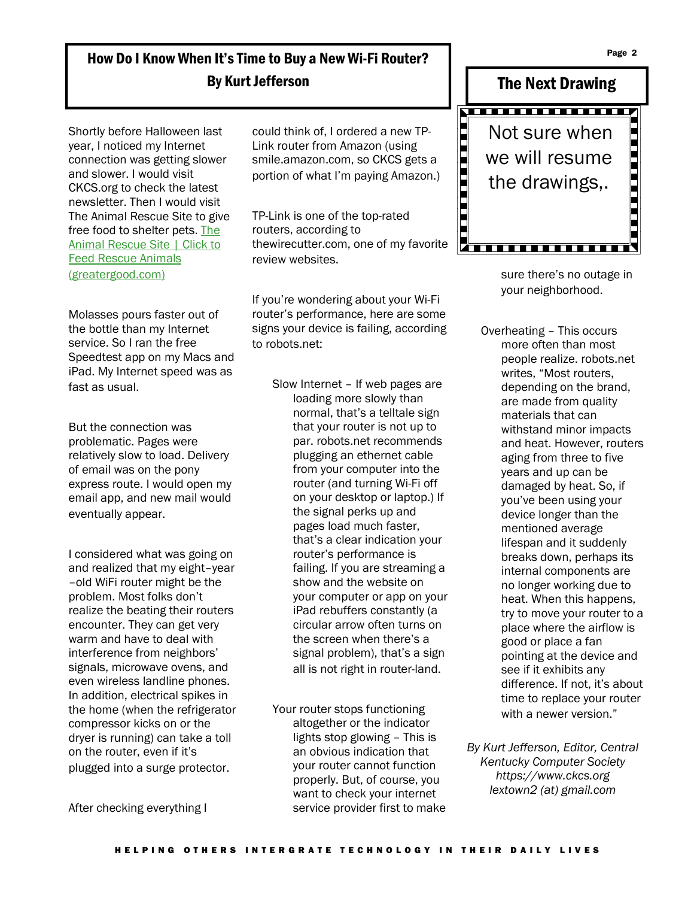## How Do I Know When It's Time to Buy a New Wi-Fi Router?

**By Kurt Jefferson**

Shortly before Halloween last year, I noticed my Internet connection was getting slower and slower. I would visit CKCS.org to check the latest newsletter. Then I would visit The Animal Rescue Site to give free food to shelter pets. The Animal Rescue Site | Click to Feed Rescue Animals (greatergood.com)

Molasses pours faster out of the bottle than my Internet service. So I ran the free Speedtest app on my Macs and iPad. My Internet speed was as fast as usual.

But the connection was problematic. Pages were relatively slow to load. Delivery of email was on the pony express route. I would open my email app, and new mail would eventually appear.

I considered what was going on and realized that my eight–year –old WiFi router might be the problem. Most folks don't realize the beating their routers encounter. They can get very warm and have to deal with interference from neighbors' signals, microwave ovens, and even wireless landline phones. In addition, electrical spikes in the home (when the refrigerator compressor kicks on or the dryer is running) can take a toll on the router, even if it's plugged into a surge protector.

After checking everything I could think of, I ordered a new TP-Link router from Amazon (using smile.amazon.com, so CKCS gets a portion of what I'm paying Amazon.)

TP-Link is one of the top-rated routers, according to thewirecutter.com, one of my favorite review websites.

If you're wondering about your Wi-Fi router's performance, here are some signs your device is failing, according to robots.net:

Slow Internet – If web pages are loading more slowly than normal, that's a telltale sign that your router is not up to par. robots.net recommends plugging an ethernet cable from your computer into the router (and turning Wi-Fi off on your desktop or laptop.) If the signal perks up and pages load much faster, that's a clear indication your router's performance is failing. If you are streaming a show and the website on your computer or app on your iPad rebuffers constantly (a circular arrow often turns on the screen when there's a signal problem), that's a sign all is not right in router-land.

Your router stops functioning altogether or the indicator lights stop glowing – This is an obvious indication that your router cannot function properly. But, of course, you want to check your internet service provider first to make sure there's no outage in your neighborhood.

Overheating – This occurs more often than most people realize. robots.net writes, "Most routers, depending on the brand, are made from quality materials that can withstand minor impacts and heat. However, routers aging from three to five years and up can be damaged by heat. So, if you've been using your device longer than the mentioned average lifespan and it suddenly breaks down, perhaps its internal components are no longer working due to heat. When this happens, try to move your router to a place where the airflow is good or place a fan pointing at the device and see if it exhibits any difference. If not, it's about time to replace your router with a newer version."

*By Kurt Jefferson, Editor, Central Kentucky Computer Society https://www.ckcs.org lextown2 (at) gmail.com*

## The Next Drawing

Not sure when we will resume the drawings,.

HELPING OTHERS INTERGRATE TECHNOLOGY IN THEIR DAILY LIVES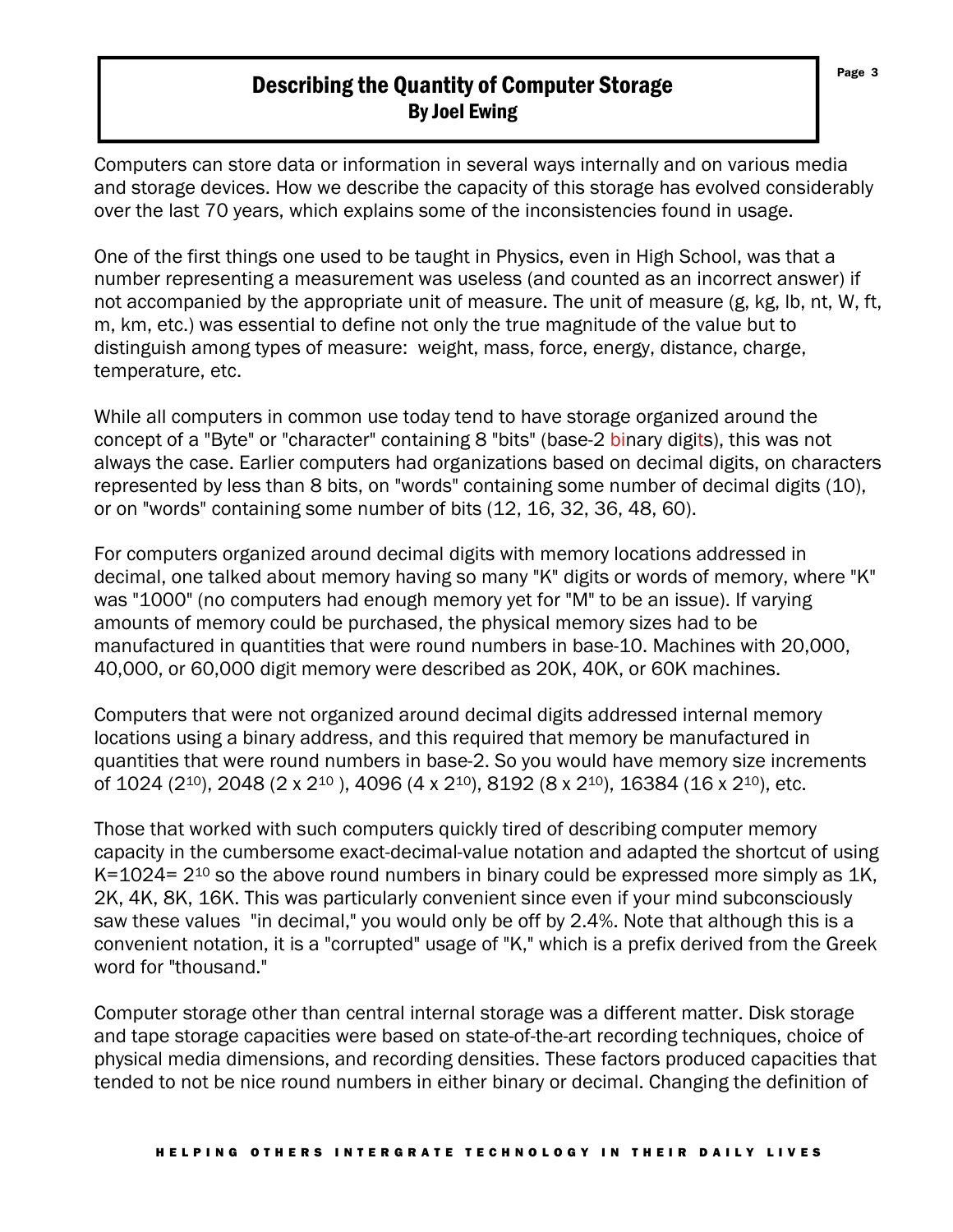# Describing the Quantity of Computer Storage

## By Joel Ewing

Computers can store data or information in several ways internally and on various media and storage devices. How we describe the capacity of this storage has evolved considerably over the last 70 years, which explains some of the inconsistencies found in usage.

One of the first things one used to be taught in Physics, even in High School, was that a number representing a measurement was useless (and counted as an incorrect answer) if not accompanied by the appropriate unit of measure. The unit of measure (g, kg, lb, nt, W, ft, m, km, etc.) was essential to define not only the true magnitude of the value but to distinguish among types of measure: weight, mass, force, energy, distance, charge, temperature, etc.

While all computers in common use today tend to have storage organized around the concept of a "Byte" or "character" containing 8 "bits" (base-2 binary digits), this was not always the case. Earlier computers had organizations based on decimal digits, on characters represented by less than 8 bits, on "words" containing some number of decimal digits (10), or on "words" containing some number of bits (12, 16, 32, 36, 48, 60).

For computers organized around decimal digits with memory locations addressed in decimal, one talked about memory having so many "K" digits or words of memory, where "K" was "1000" (no computers had enough memory yet for "M" to be an issue). If varying amounts of memory could be purchased, the physical memory sizes had to be manufactured in quantities that were round numbers in base-10. Machines with 20,000, 40,000, or 60,000 digit memory were described as 20K, 40K, or 60K machines.

Computers that were not organized around decimal digits addressed internal memory locations using a binary address, and this required that memory be manufactured in quantities that were round numbers in base-2. So you would have memory size increments of 1024 ($2^{10}$), 2048 ($2 \times 2^{10}$), 4096 ($4 \times 2^{10}$), 8192 ($8 \times 2^{10}$), 16384 ($16 \times 2^{10}$), etc.

Those that worked with such computers quickly tired of describing computer memory capacity in the cumbersome exact-decimal-value notation and adapted the shortcut of using K=1024= $2^{10}$ so the above round numbers in binary could be expressed more simply as 1K, 2K, 4K, 8K, 16K. This was particularly convenient since even if your mind subconsciously saw these values "in decimal," you would only be off by 2.4%. Note that although this is a convenient notation, it is a "corrupted" usage of "K," which is a prefix derived from the Greek word for "thousand."

Computer storage other than central internal storage was a different matter. Disk storage and tape storage capacities were based on state-of-the-art recording techniques, choice of physical media dimensions, and recording densities. These factors produced capacities that tended to not be nice round numbers in either binary or decimal. Changing the definition of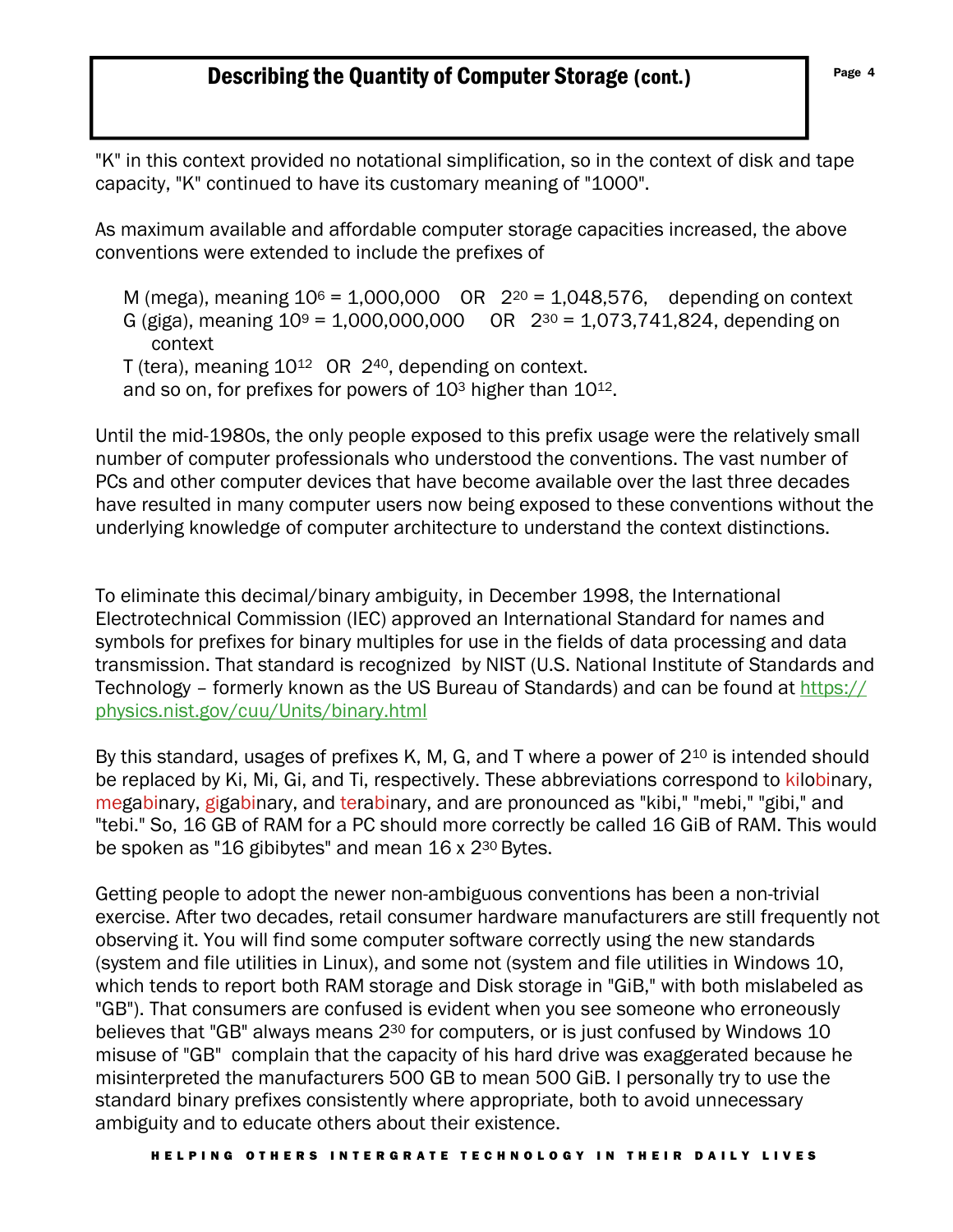## Describing the Quantity of Computer Storage (cont.)

"K" in this context provided no notational simplification, so in the context of disk and tape capacity, "K" continued to have its customary meaning of "1000".

As maximum available and affordable computer storage capacities increased, the above conventions were extended to include the prefixes of

M (mega), meaning $10^6$ = 1,000,000 OR $2^{20}$ = 1,048,576, depending on context
G (giga), meaning $10^9$ = 1,000,000,000 OR $2^{30}$ = 1,073,741,824, depending on context
T (tera), meaning $10^{12}$ OR $2^{40}$, depending on context.
and so on, for prefixes for powers of $10^3$ higher than $10^{12}$.

Until the mid-1980s, the only people exposed to this prefix usage were the relatively small number of computer professionals who understood the conventions. The vast number of PCs and other computer devices that have become available over the last three decades have resulted in many computer users now being exposed to these conventions without the underlying knowledge of computer architecture to understand the context distinctions.

To eliminate this decimal/binary ambiguity, in December 1998, the International Electrotechnical Commission (IEC) approved an International Standard for names and symbols for prefixes for binary multiples for use in the fields of data processing and data transmission. That standard is recognized by NIST (U.S. National Institute of Standards and Technology – formerly known as the US Bureau of Standards) and can be found at https://physics.nist.gov/cuu/Units/binary.html

By this standard, usages of prefixes K, M, G, and T where a power of $2^{10}$ is intended should be replaced by Ki, Mi, Gi, and Ti, respectively. These abbreviations correspond to kilobinary, megabinary, gigabinary, and terabinary, and are pronounced as "kibi," "mebi," "gibi," and "tebi." So, 16 GB of RAM for a PC should more correctly be called 16 GiB of RAM. This would be spoken as "16 gibibytes" and mean 16 x $2^{30}$ Bytes.

Getting people to adopt the newer non-ambiguous conventions has been a non-trivial exercise. After two decades, retail consumer hardware manufacturers are still frequently not observing it. You will find some computer software correctly using the new standards (system and file utilities in Linux), and some not (system and file utilities in Windows 10, which tends to report both RAM storage and Disk storage in "GiB," with both mislabeled as "GB"). That consumers are confused is evident when you see someone who erroneously believes that "GB" always means $2^{30}$ for computers, or is just confused by Windows 10 misuse of "GB" complain that the capacity of his hard drive was exaggerated because he misinterpreted the manufacturers 500 GB to mean 500 GiB. I personally try to use the standard binary prefixes consistently where appropriate, both to avoid unnecessary ambiguity and to educate others about their existence.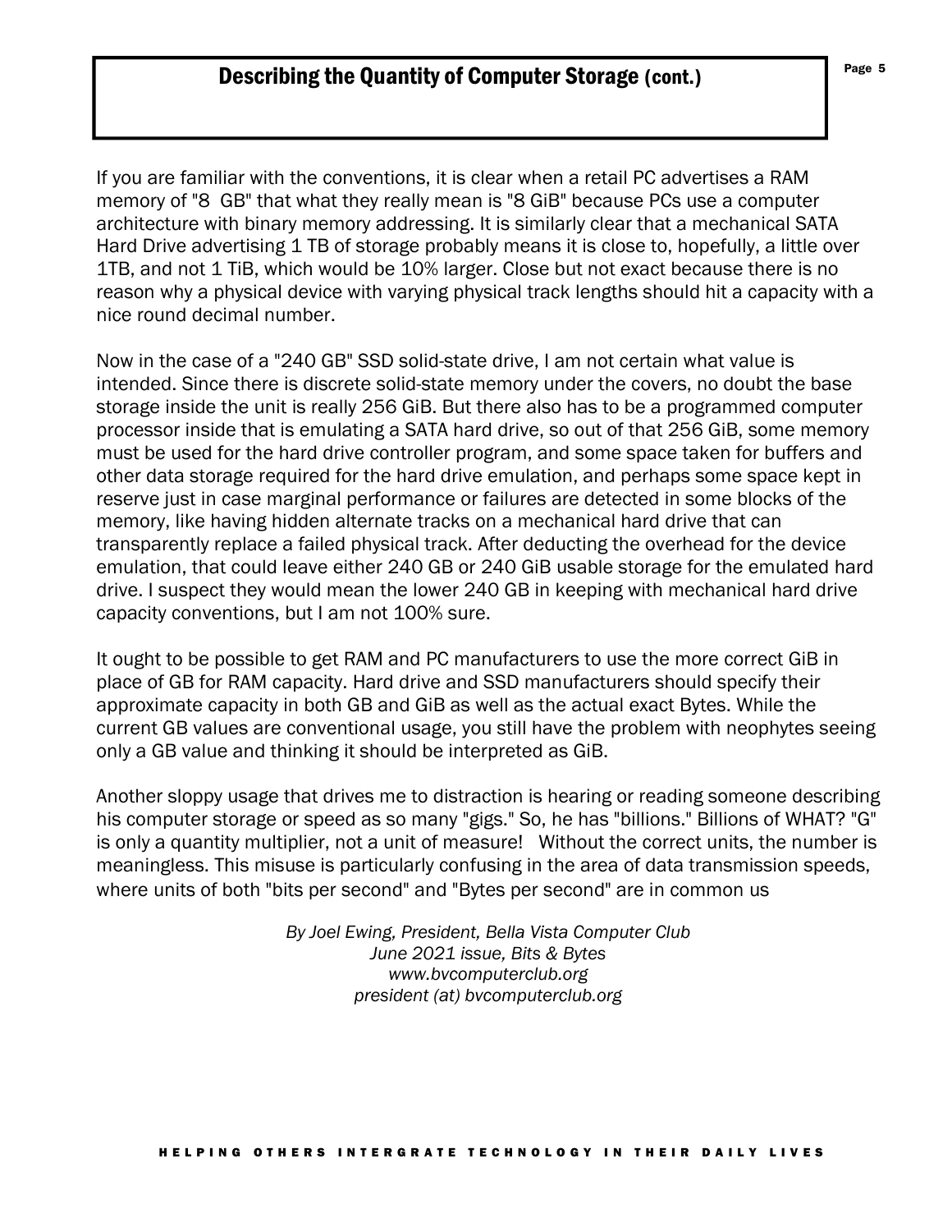## Describing the Quantity of Computer Storage (cont.)

If you are familiar with the conventions, it is clear when a retail PC advertises a RAM memory of "8  GB" that what they really mean is "8 GiB" because PCs use a computer architecture with binary memory addressing. It is similarly clear that a mechanical SATA Hard Drive advertising 1 TB of storage probably means it is close to, hopefully, a little over 1TB, and not 1 TiB, which would be 10% larger. Close but not exact because there is no reason why a physical device with varying physical track lengths should hit a capacity with a nice round decimal number.

Now in the case of a "240 GB" SSD solid-state drive, I am not certain what value is intended. Since there is discrete solid-state memory under the covers, no doubt the base storage inside the unit is really 256 GiB. But there also has to be a programmed computer processor inside that is emulating a SATA hard drive, so out of that 256 GiB, some memory must be used for the hard drive controller program, and some space taken for buffers and other data storage required for the hard drive emulation, and perhaps some space kept in reserve just in case marginal performance or failures are detected in some blocks of the memory, like having hidden alternate tracks on a mechanical hard drive that can transparently replace a failed physical track. After deducting the overhead for the device emulation, that could leave either 240 GB or 240 GiB usable storage for the emulated hard drive. I suspect they would mean the lower 240 GB in keeping with mechanical hard drive capacity conventions, but I am not 100% sure.

It ought to be possible to get RAM and PC manufacturers to use the more correct GiB in place of GB for RAM capacity. Hard drive and SSD manufacturers should specify their approximate capacity in both GB and GiB as well as the actual exact Bytes. While the current GB values are conventional usage, you still have the problem with neophytes seeing only a GB value and thinking it should be interpreted as GiB.

Another sloppy usage that drives me to distraction is hearing or reading someone describing his computer storage or speed as so many "gigs." So, he has "billions." Billions of WHAT? "G" is only a quantity multiplier, not a unit of measure!   Without the correct units, the number is meaningless. This misuse is particularly confusing in the area of data transmission speeds, where units of both "bits per second" and "Bytes per second" are in common us

*By Joel Ewing, President, Bella Vista Computer Club*
*June 2021 issue, Bits & Bytes*
*www.bvcomputerclub.org*
*president (at) bvcomputerclub.org*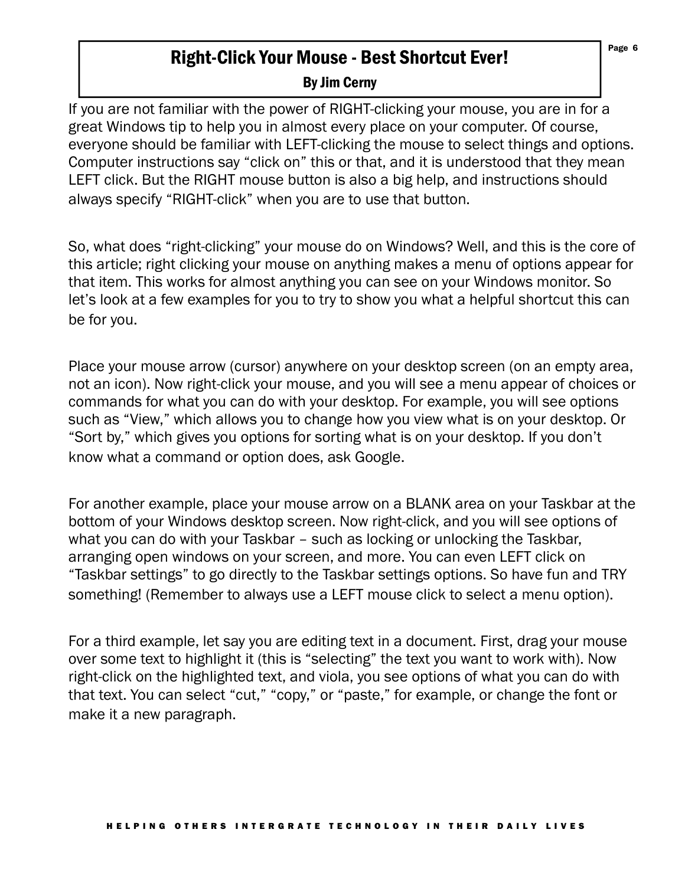# Right-Click Your Mouse - Best Shortcut Ever!

**By Jim Cerny**

If you are not familiar with the power of RIGHT-clicking your mouse, you are in for a great Windows tip to help you in almost every place on your computer. Of course, everyone should be familiar with LEFT-clicking the mouse to select things and options. Computer instructions say “click on” this or that, and it is understood that they mean LEFT click. But the RIGHT mouse button is also a big help, and instructions should always specify “RIGHT-click” when you are to use that button.

So, what does “right-clicking” your mouse do on Windows? Well, and this is the core of this article; right clicking your mouse on anything makes a menu of options appear for that item. This works for almost anything you can see on your Windows monitor. So let’s look at a few examples for you to try to show you what a helpful shortcut this can be for you.

Place your mouse arrow (cursor) anywhere on your desktop screen (on an empty area, not an icon). Now right-click your mouse, and you will see a menu appear of choices or commands for what you can do with your desktop. For example, you will see options such as “View,” which allows you to change how you view what is on your desktop. Or “Sort by,” which gives you options for sorting what is on your desktop. If you don’t know what a command or option does, ask Google.

For another example, place your mouse arrow on a BLANK area on your Taskbar at the bottom of your Windows desktop screen. Now right-click, and you will see options of what you can do with your Taskbar – such as locking or unlocking the Taskbar, arranging open windows on your screen, and more. You can even LEFT click on “Taskbar settings” to go directly to the Taskbar settings options. So have fun and TRY something! (Remember to always use a LEFT mouse click to select a menu option).

For a third example, let say you are editing text in a document. First, drag your mouse over some text to highlight it (this is “selecting” the text you want to work with). Now right-click on the highlighted text, and viola, you see options of what you can do with that text. You can select “cut,” “copy,” or “paste,” for example, or change the font or make it a new paragraph.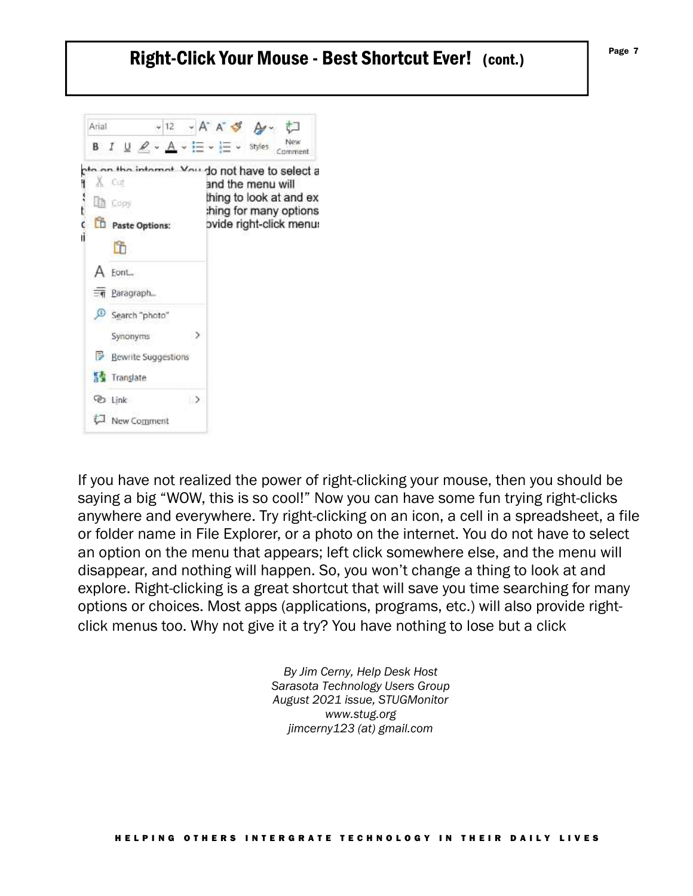# Right-Click Your Mouse - Best Shortcut Ever! (cont.)

If you have not realized the power of right-clicking your mouse, then you should be saying a big "WOW, this is so cool!" Now you can have some fun trying right-clicks anywhere and everywhere. Try right-clicking on an icon, a cell in a spreadsheet, a file or folder name in File Explorer, or a photo on the internet. You do not have to select an option on the menu that appears; left click somewhere else, and the menu will disappear, and nothing will happen. So, you won't change a thing to look at and explore. Right-clicking is a great shortcut that will save you time searching for many options or choices. Most apps (applications, programs, etc.) will also provide right-click menus too. Why not give it a try? You have nothing to lose but a click

*By Jim Cerny, Help Desk Host*
*Sarasota Technology Users Group*
*August 2021 issue, STUGMonitor*
*www.stug.org*
*jimcerny123 (at) gmail.com*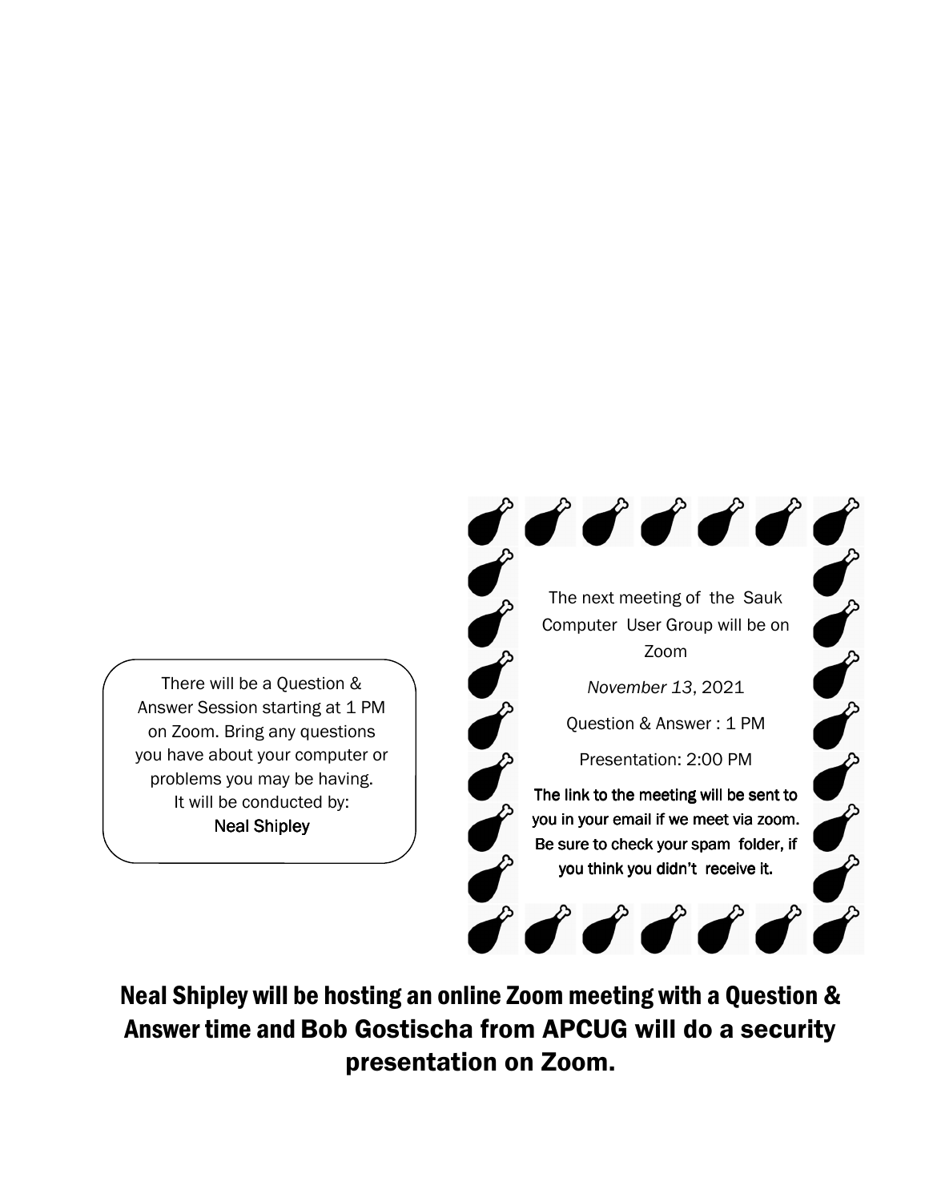There will be a Question & Answer Session starting at 1 PM on Zoom. Bring any questions you have about your computer or problems you may be having.
It will be conducted by:
Neal Shipley

The next meeting of the Sauk Computer User Group will be on Zoom

*November 13*, 2021

Question & Answer : 1 PM

Presentation: 2:00 PM

The link to the meeting will be sent to you in your email if we meet via zoom. Be sure to check your spam folder, if you think you didn't receive it.

**Neal Shipley will be hosting an online Zoom meeting with a Question & Answer time and Bob Gostischa from APCUG will do a security presentation on Zoom.**